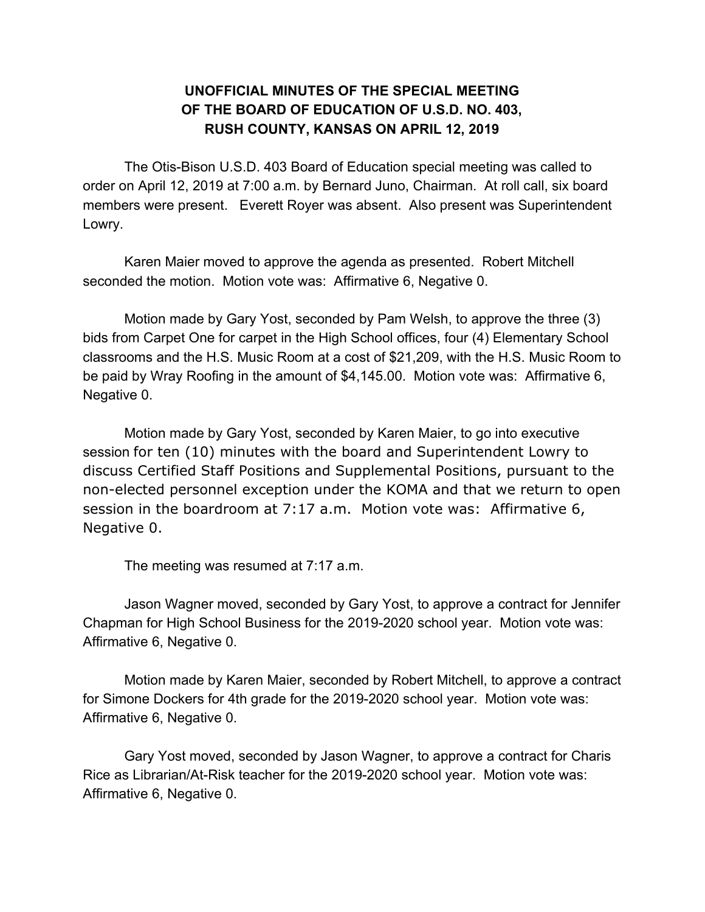# UNOFFICIAL MINUTES OF THE SPECIAL MEETING OF THE BOARD OF EDUCATION OF U.S.D. NO. 403, RUSH COUNTY, KANSAS ON APRIL 12, 2019

The Otis-Bison U.S.D. 403 Board of Education special meeting was called to order on April 12, 2019 at 7:00 a.m. by Bernard Juno, Chairman. At roll call, six board members were present. Everett Royer was absent. Also present was Superintendent Lowry.

Karen Maier moved to approve the agenda as presented. Robert Mitchell seconded the motion. Motion vote was: Affirmative 6, Negative 0.

Motion made by Gary Yost, seconded by Pam Welsh, to approve the three (3) bids from Carpet One for carpet in the High School offices, four (4) Elementary School classrooms and the H.S. Music Room at a cost of $21,209, with the H.S. Music Room to be paid by Wray Roofing in the amount of $4,145.00. Motion vote was: Affirmative 6, Negative 0.

Motion made by Gary Yost, seconded by Karen Maier, to go into executive session for ten (10) minutes with the board and Superintendent Lowry to discuss Certified Staff Positions and Supplemental Positions, pursuant to the non-elected personnel exception under the KOMA and that we return to open session in the boardroom at 7:17 a.m. Motion vote was: Affirmative 6, Negative 0.

The meeting was resumed at 7:17 a.m.

Jason Wagner moved, seconded by Gary Yost, to approve a contract for Jennifer Chapman for High School Business for the 2019-2020 school year. Motion vote was: Affirmative 6, Negative 0.

Motion made by Karen Maier, seconded by Robert Mitchell, to approve a contract for Simone Dockers for 4th grade for the 2019-2020 school year. Motion vote was: Affirmative 6, Negative 0.

Gary Yost moved, seconded by Jason Wagner, to approve a contract for Charis Rice as Librarian/At-Risk teacher for the 2019-2020 school year. Motion vote was: Affirmative 6, Negative 0.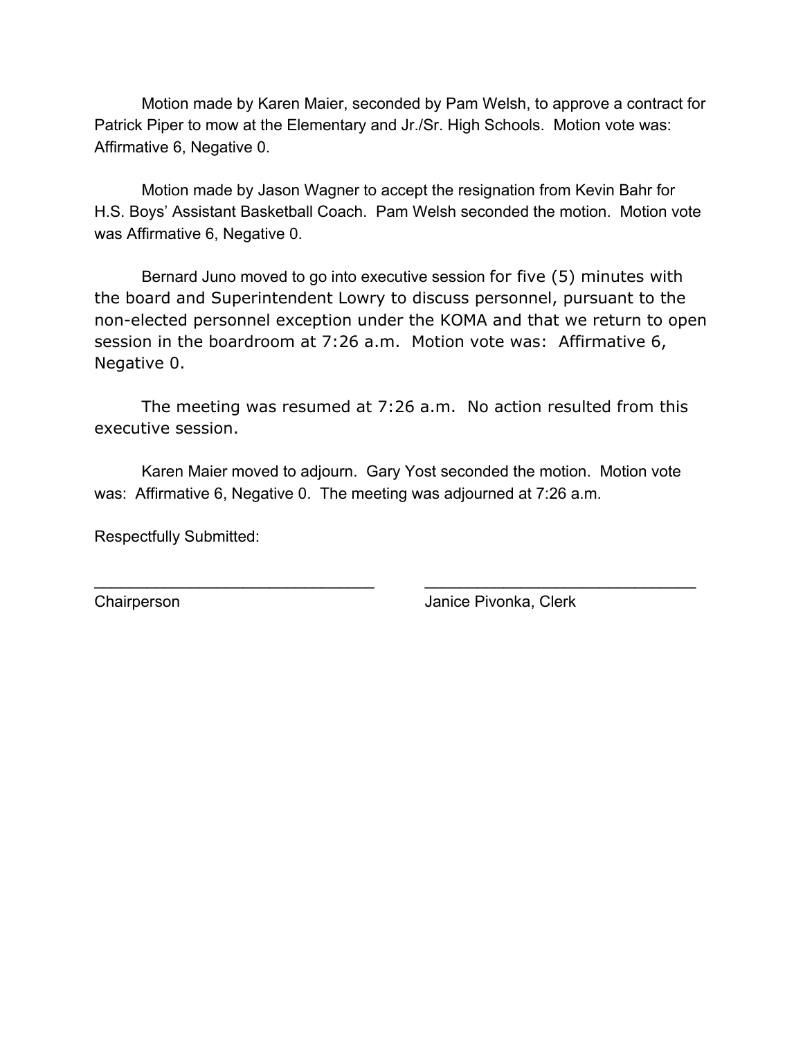Motion made by Karen Maier, seconded by Pam Welsh, to approve a contract for Patrick Piper to mow at the Elementary and Jr./Sr. High Schools. Motion vote was: Affirmative 6, Negative 0.

Motion made by Jason Wagner to accept the resignation from Kevin Bahr for H.S. Boys' Assistant Basketball Coach. Pam Welsh seconded the motion. Motion vote was Affirmative 6, Negative 0.

Bernard Juno moved to go into executive session for five (5) minutes with the board and Superintendent Lowry to discuss personnel, pursuant to the non-elected personnel exception under the KOMA and that we return to open session in the boardroom at 7:26 a.m. Motion vote was: Affirmative 6, Negative 0.

The meeting was resumed at 7:26 a.m. No action resulted from this executive session.

Karen Maier moved to adjourn. Gary Yost seconded the motion. Motion vote was: Affirmative 6, Negative 0. The meeting was adjourned at 7:26 a.m.

Respectfully Submitted:

| | |
|---|---|
| _______________________________ | _______________________________ |
| Chairperson | Janice Pivonka, Clerk |